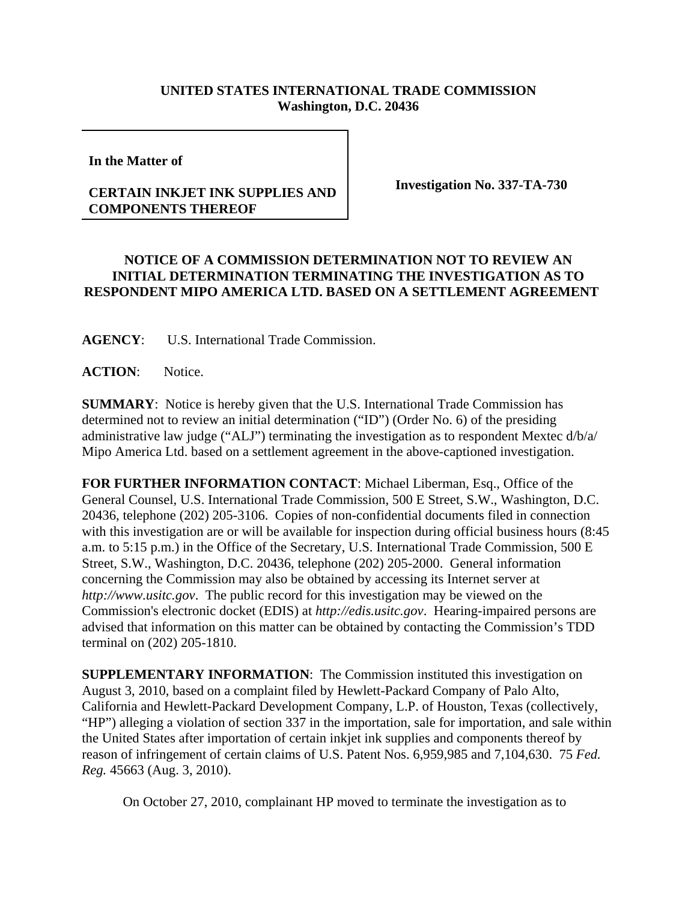**UNITED STATES INTERNATIONAL TRADE COMMISSION**
**Washington, D.C. 20436**

**In the Matter of**

**CERTAIN INKJET INK SUPPLIES AND COMPONENTS THEREOF**

**Investigation No. 337-TA-730**

## NOTICE OF A COMMISSION DETERMINATION NOT TO REVIEW AN INITIAL DETERMINATION TERMINATING THE INVESTIGATION AS TO RESPONDENT MIPO AMERICA LTD. BASED ON A SETTLEMENT AGREEMENT

**AGENCY**: U.S. International Trade Commission.

**ACTION**: Notice.

**SUMMARY**: Notice is hereby given that the U.S. International Trade Commission has determined not to review an initial determination ("ID") (Order No. 6) of the presiding administrative law judge ("ALJ") terminating the investigation as to respondent Mextec d/b/a/ Mipo America Ltd. based on a settlement agreement in the above-captioned investigation.

**FOR FURTHER INFORMATION CONTACT**: Michael Liberman, Esq., Office of the General Counsel, U.S. International Trade Commission, 500 E Street, S.W., Washington, D.C. 20436, telephone (202) 205-3106. Copies of non-confidential documents filed in connection with this investigation are or will be available for inspection during official business hours (8:45 a.m. to 5:15 p.m.) in the Office of the Secretary, U.S. International Trade Commission, 500 E Street, S.W., Washington, D.C. 20436, telephone (202) 205-2000. General information concerning the Commission may also be obtained by accessing its Internet server at *http://www.usitc.gov*. The public record for this investigation may be viewed on the Commission's electronic docket (EDIS) at *http://edis.usitc.gov*. Hearing-impaired persons are advised that information on this matter can be obtained by contacting the Commission's TDD terminal on (202) 205-1810.

**SUPPLEMENTARY INFORMATION**: The Commission instituted this investigation on August 3, 2010, based on a complaint filed by Hewlett-Packard Company of Palo Alto, California and Hewlett-Packard Development Company, L.P. of Houston, Texas (collectively, "HP") alleging a violation of section 337 in the importation, sale for importation, and sale within the United States after importation of certain inkjet ink supplies and components thereof by reason of infringement of certain claims of U.S. Patent Nos. 6,959,985 and 7,104,630. 75 *Fed. Reg.* 45663 (Aug. 3, 2010).

On October 27, 2010, complainant HP moved to terminate the investigation as to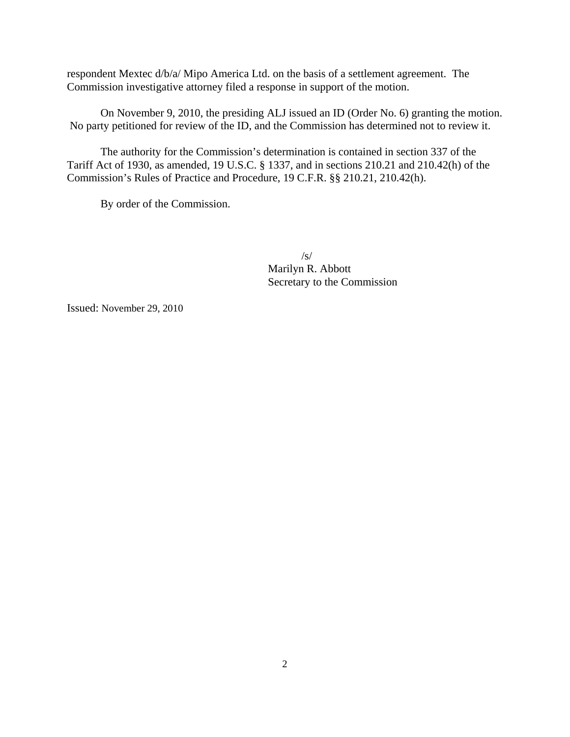respondent Mextec d/b/a/ Mipo America Ltd. on the basis of a settlement agreement. The Commission investigative attorney filed a response in support of the motion.

On November 9, 2010, the presiding ALJ issued an ID (Order No. 6) granting the motion. No party petitioned for review of the ID, and the Commission has determined not to review it.

The authority for the Commission's determination is contained in section 337 of the Tariff Act of 1930, as amended, 19 U.S.C. § 1337, and in sections 210.21 and 210.42(h) of the Commission's Rules of Practice and Procedure, 19 C.F.R. §§ 210.21, 210.42(h).

By order of the Commission.

/s/
Marilyn R. Abbott
Secretary to the Commission

Issued: November 29, 2010